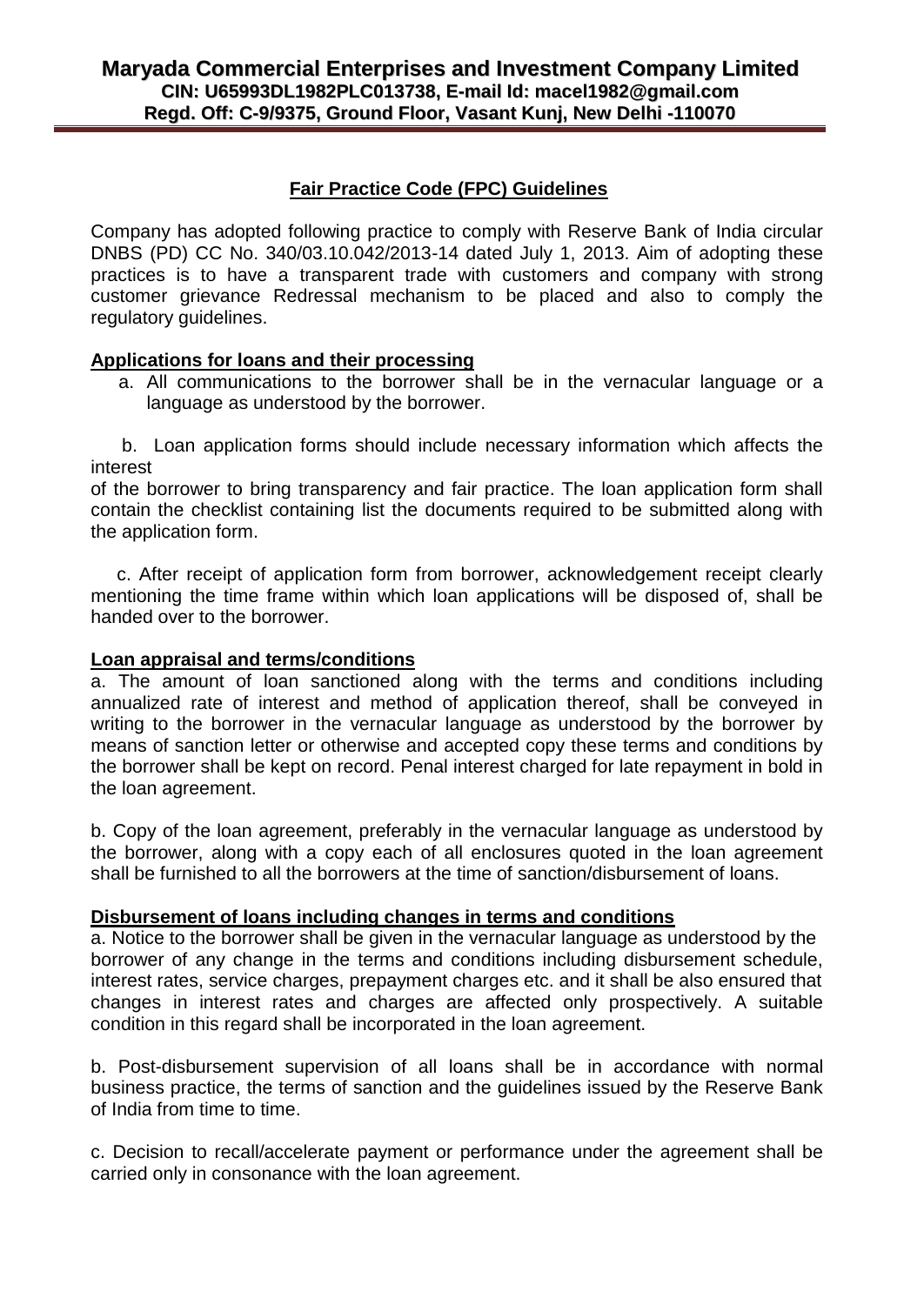**Maryada Commercial Enterprises and Investment Company Limited**
**CIN: U65993DL1982PLC013738, E-mail Id: macel1982@gmail.com**
**Regd. Off: C-9/9375, Ground Floor, Vasant Kunj, New Delhi -110070**

## Fair Practice Code (FPC) Guidelines

Company has adopted following practice to comply with Reserve Bank of India circular DNBS (PD) CC No. 340/03.10.042/2013-14 dated July 1, 2013. Aim of adopting these practices is to have a transparent trade with customers and company with strong customer grievance Redressal mechanism to be placed and also to comply the regulatory guidelines.

### Applications for loans and their processing

a. All communications to the borrower shall be in the vernacular language or a language as understood by the borrower.

b. Loan application forms should include necessary information which affects the interest of the borrower to bring transparency and fair practice. The loan application form shall contain the checklist containing list the documents required to be submitted along with the application form.

c. After receipt of application form from borrower, acknowledgement receipt clearly mentioning the time frame within which loan applications will be disposed of, shall be handed over to the borrower.

### Loan appraisal and terms/conditions

a. The amount of loan sanctioned along with the terms and conditions including annualized rate of interest and method of application thereof, shall be conveyed in writing to the borrower in the vernacular language as understood by the borrower by means of sanction letter or otherwise and accepted copy these terms and conditions by the borrower shall be kept on record. Penal interest charged for late repayment in bold in the loan agreement.

b. Copy of the loan agreement, preferably in the vernacular language as understood by the borrower, along with a copy each of all enclosures quoted in the loan agreement shall be furnished to all the borrowers at the time of sanction/disbursement of loans.

### Disbursement of loans including changes in terms and conditions

a. Notice to the borrower shall be given in the vernacular language as understood by the borrower of any change in the terms and conditions including disbursement schedule, interest rates, service charges, prepayment charges etc. and it shall be also ensured that changes in interest rates and charges are affected only prospectively. A suitable condition in this regard shall be incorporated in the loan agreement.

b. Post-disbursement supervision of all loans shall be in accordance with normal business practice, the terms of sanction and the guidelines issued by the Reserve Bank of India from time to time.

c. Decision to recall/accelerate payment or performance under the agreement shall be carried only in consonance with the loan agreement.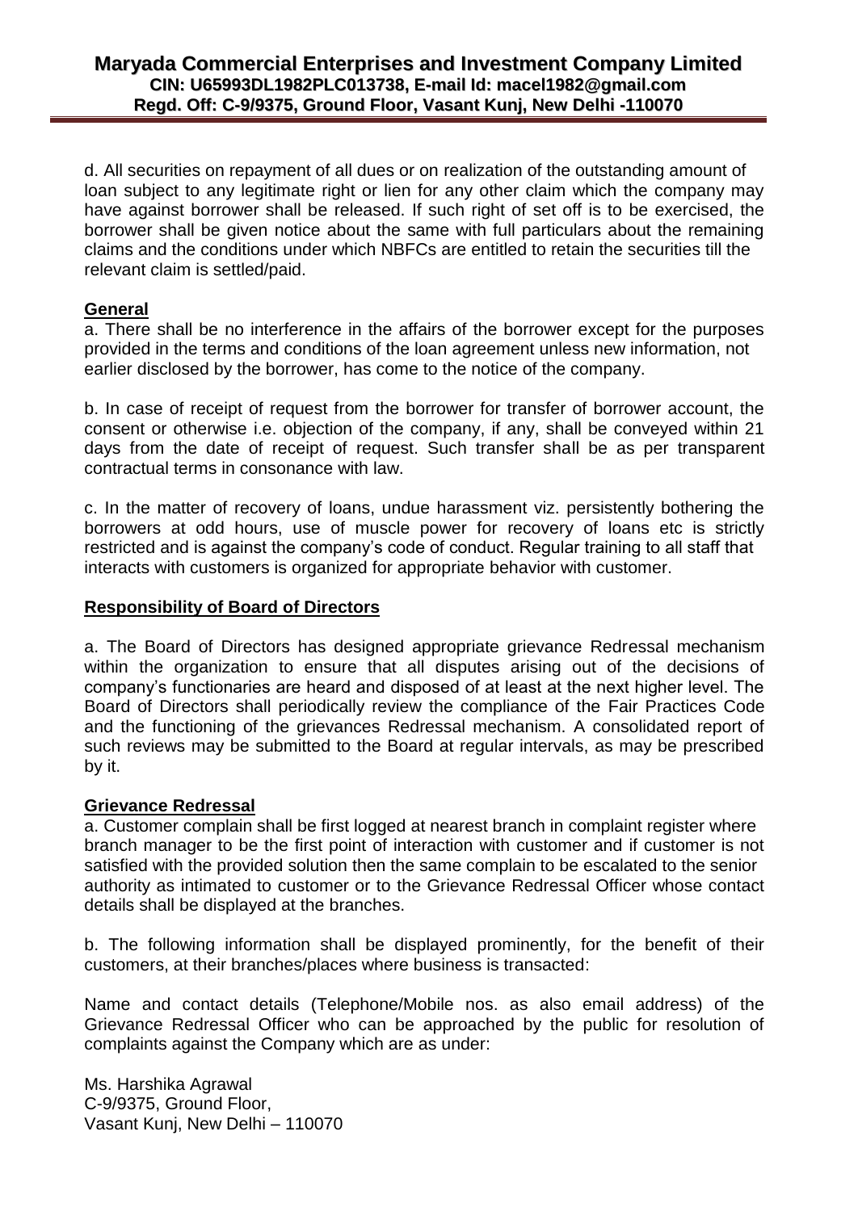d. All securities on repayment of all dues or on realization of the outstanding amount of loan subject to any legitimate right or lien for any other claim which the company may have against borrower shall be released. If such right of set off is to be exercised, the borrower shall be given notice about the same with full particulars about the remaining claims and the conditions under which NBFCs are entitled to retain the securities till the relevant claim is settled/paid.

**General**

a. There shall be no interference in the affairs of the borrower except for the purposes provided in the terms and conditions of the loan agreement unless new information, not earlier disclosed by the borrower, has come to the notice of the company.

b. In case of receipt of request from the borrower for transfer of borrower account, the consent or otherwise i.e. objection of the company, if any, shall be conveyed within 21 days from the date of receipt of request. Such transfer shall be as per transparent contractual terms in consonance with law.

c. In the matter of recovery of loans, undue harassment viz. persistently bothering the borrowers at odd hours, use of muscle power for recovery of loans etc is strictly restricted and is against the company's code of conduct. Regular training to all staff that interacts with customers is organized for appropriate behavior with customer.

**Responsibility of Board of Directors**

a. The Board of Directors has designed appropriate grievance Redressal mechanism within the organization to ensure that all disputes arising out of the decisions of company's functionaries are heard and disposed of at least at the next higher level. The Board of Directors shall periodically review the compliance of the Fair Practices Code and the functioning of the grievances Redressal mechanism. A consolidated report of such reviews may be submitted to the Board at regular intervals, as may be prescribed by it.

**Grievance Redressal**

a. Customer complain shall be first logged at nearest branch in complaint register where branch manager to be the first point of interaction with customer and if customer is not satisfied with the provided solution then the same complain to be escalated to the senior authority as intimated to customer or to the Grievance Redressal Officer whose contact details shall be displayed at the branches.

b. The following information shall be displayed prominently, for the benefit of their customers, at their branches/places where business is transacted:

Name and contact details (Telephone/Mobile nos. as also email address) of the Grievance Redressal Officer who can be approached by the public for resolution of complaints against the Company which are as under:

Ms. Harshika Agrawal
C-9/9375, Ground Floor,
Vasant Kunj, New Delhi – 110070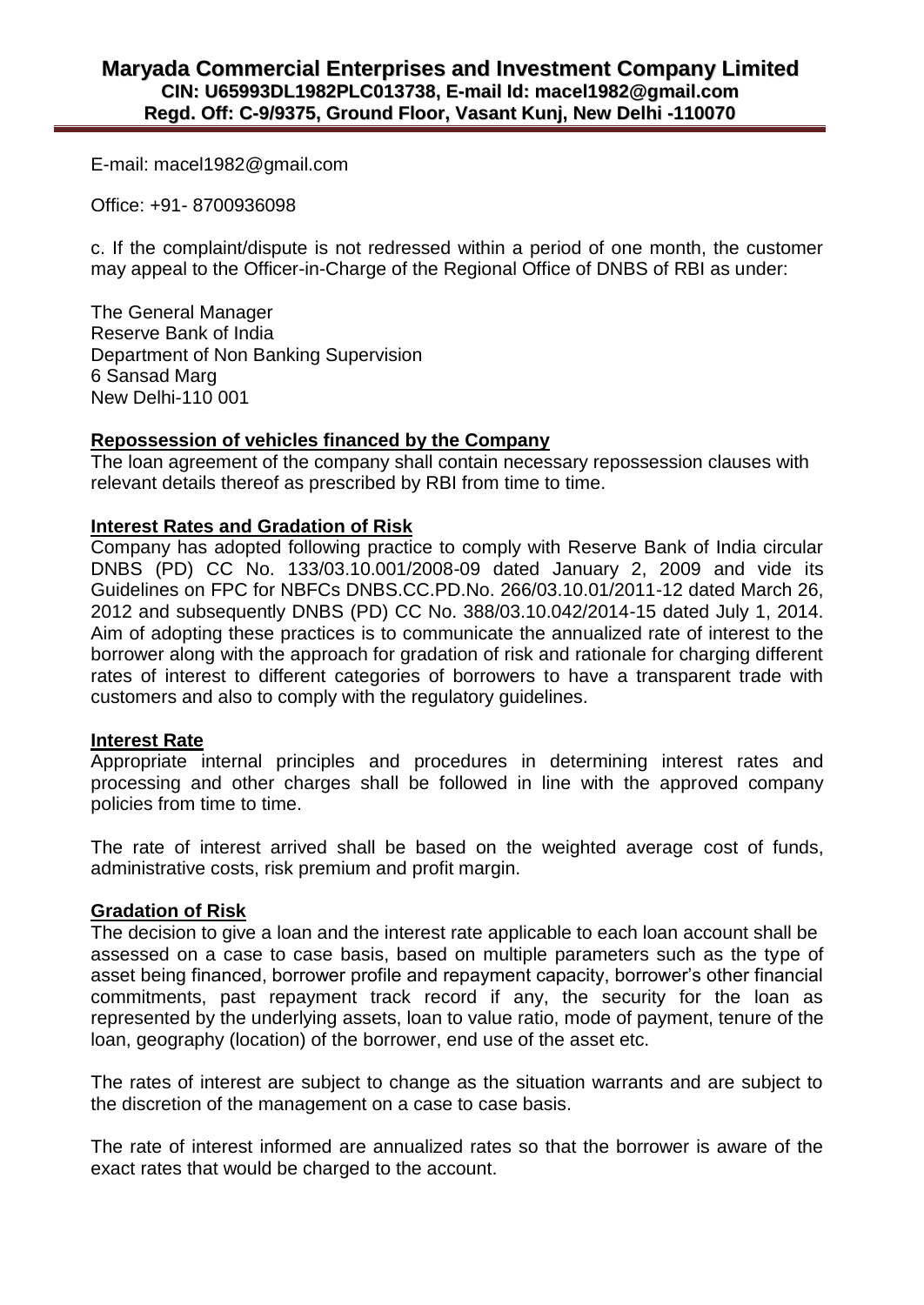E-mail: macel1982@gmail.com

Office: +91- 8700936098

c. If the complaint/dispute is not redressed within a period of one month, the customer may appeal to the Officer-in-Charge of the Regional Office of DNBS of RBI as under:

The General Manager
Reserve Bank of India
Department of Non Banking Supervision
6 Sansad Marg
New Delhi-110 001

**Repossession of vehicles financed by the Company**

The loan agreement of the company shall contain necessary repossession clauses with relevant details thereof as prescribed by RBI from time to time.

**Interest Rates and Gradation of Risk**

Company has adopted following practice to comply with Reserve Bank of India circular DNBS (PD) CC No. 133/03.10.001/2008-09 dated January 2, 2009 and vide its Guidelines on FPC for NBFCs DNBS.CC.PD.No. 266/03.10.01/2011-12 dated March 26, 2012 and subsequently DNBS (PD) CC No. 388/03.10.042/2014-15 dated July 1, 2014. Aim of adopting these practices is to communicate the annualized rate of interest to the borrower along with the approach for gradation of risk and rationale for charging different rates of interest to different categories of borrowers to have a transparent trade with customers and also to comply with the regulatory guidelines.

**Interest Rate**

Appropriate internal principles and procedures in determining interest rates and processing and other charges shall be followed in line with the approved company policies from time to time.

The rate of interest arrived shall be based on the weighted average cost of funds, administrative costs, risk premium and profit margin.

**Gradation of Risk**

The decision to give a loan and the interest rate applicable to each loan account shall be assessed on a case to case basis, based on multiple parameters such as the type of asset being financed, borrower profile and repayment capacity, borrower's other financial commitments, past repayment track record if any, the security for the loan as represented by the underlying assets, loan to value ratio, mode of payment, tenure of the loan, geography (location) of the borrower, end use of the asset etc.

The rates of interest are subject to change as the situation warrants and are subject to the discretion of the management on a case to case basis.

The rate of interest informed are annualized rates so that the borrower is aware of the exact rates that would be charged to the account.